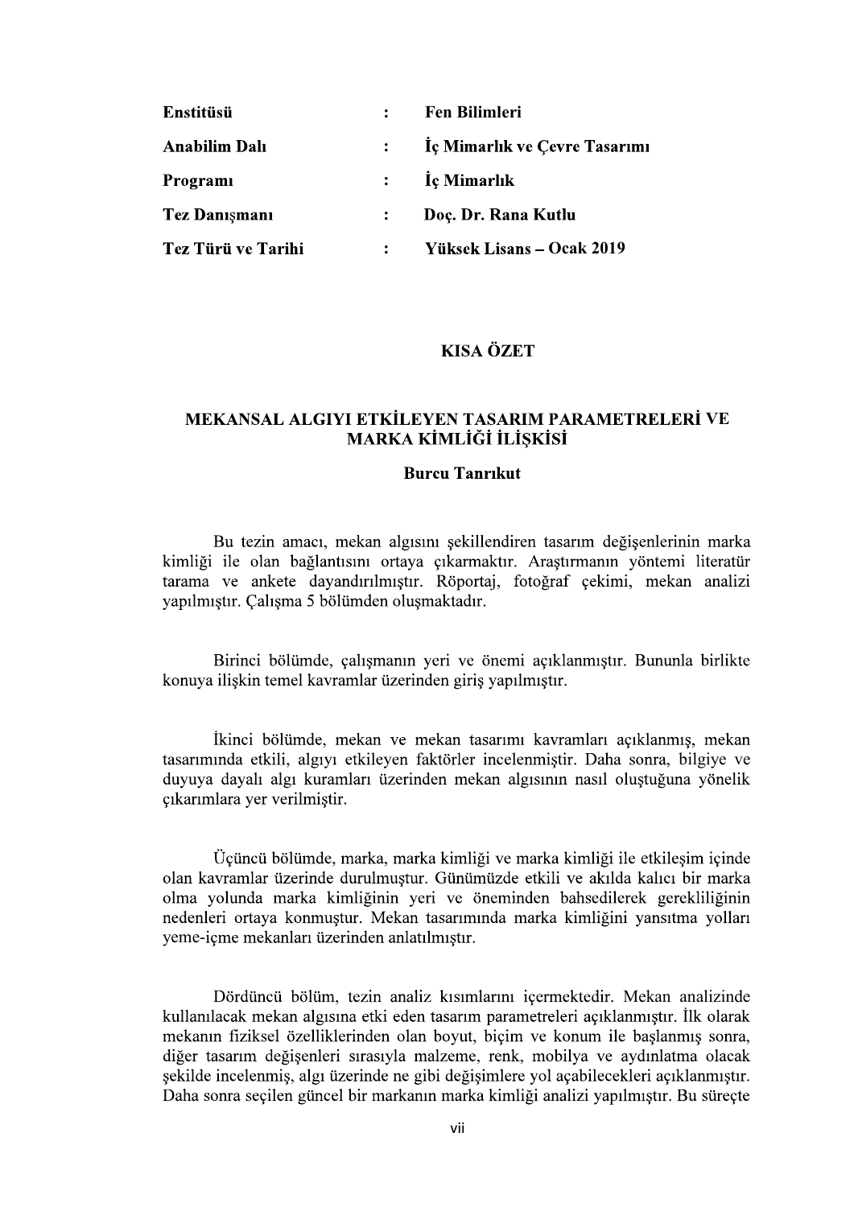| | | |
|---|---|---|
| **Enstitüsü** | **:** | **Fen Bilimleri** |
| **Anabilim Dalı** | **:** | **İç Mimarlık ve Çevre Tasarımı** |
| **Programı** | **:** | **İç Mimarlık** |
| **Tez Danışmanı** | **:** | **Doç. Dr. Rana Kutlu** |
| **Tez Türü ve Tarihi** | **:** | **Yüksek Lisans – Ocak 2019** |

## KISA ÖZET

### MEKANSAL ALGIYI ETKİLEYEN TASARIM PARAMETRELERİ VE MARKA KİMLİĞİ İLİŞKİSİ

**Burcu Tanrıkut**

Bu tezin amacı, mekan algısını şekillendiren tasarım değişenlerinin marka kimliği ile olan bağlantısını ortaya çıkarmaktır. Araştırmanın yöntemi literatür tarama ve ankete dayandırılmıştır. Röportaj, fotoğraf çekimi, mekan analizi yapılmıştır. Çalışma 5 bölümden oluşmaktadır.

Birinci bölümde, çalışmanın yeri ve önemi açıklanmıştır. Bununla birlikte konuya ilişkin temel kavramlar üzerinden giriş yapılmıştır.

İkinci bölümde, mekan ve mekan tasarımı kavramları açıklanmış, mekan tasarımında etkili, algıyı etkileyen faktörler incelenmiştir. Daha sonra, bilgiye ve duyuya dayalı algı kuramları üzerinden mekan algısının nasıl oluştuğuna yönelik çıkarımlara yer verilmiştir.

Üçüncü bölümde, marka, marka kimliği ve marka kimliği ile etkileşim içinde olan kavramlar üzerinde durulmuştur. Günümüzde etkili ve akılda kalıcı bir marka olma yolunda marka kimliğinin yeri ve öneminden bahsedilerek gerekliliğinin nedenleri ortaya konmuştur. Mekan tasarımında marka kimliğini yansıtma yolları yeme-içme mekanları üzerinden anlatılmıştır.

Dördüncü bölüm, tezin analiz kısımlarını içermektedir. Mekan analizinde kullanılacak mekan algısına etki eden tasarım parametreleri açıklanmıştır. İlk olarak mekanın fiziksel özelliklerinden olan boyut, biçim ve konum ile başlanmış sonra, diğer tasarım değişenleri sırasıyla malzeme, renk, mobilya ve aydınlatma olacak şekilde incelenmiş, algı üzerinde ne gibi değişimlere yol açabilecekleri açıklanmıştır. Daha sonra seçilen güncel bir markanın marka kimliği analizi yapılmıştır. Bu süreçte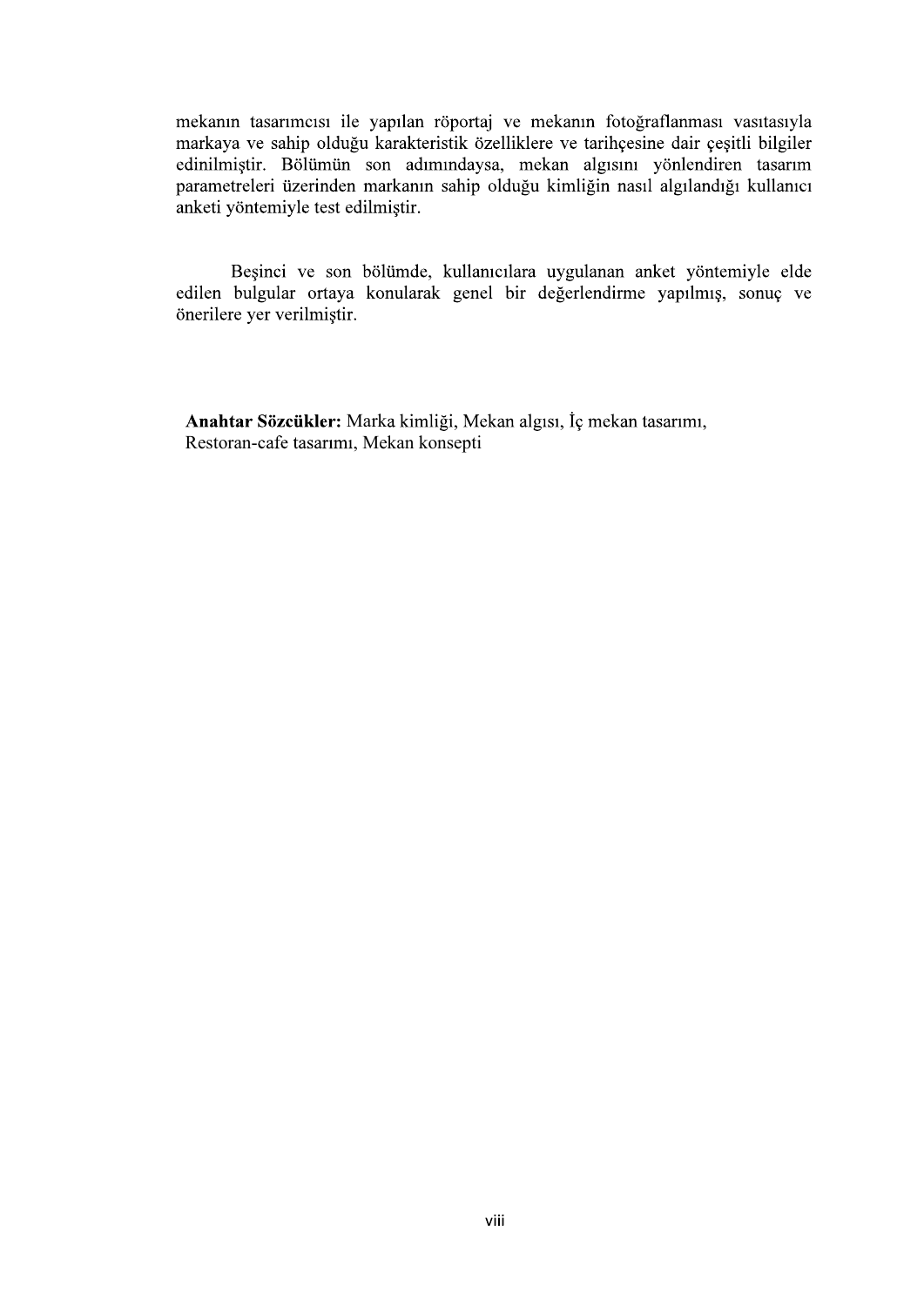mekanın tasarımcısı ile yapılan röportaj ve mekanın fotoğraflanması vasıtasıyla markaya ve sahip olduğu karakteristik özelliklere ve tarihçesine dair çeşitli bilgiler edinilmiştir. Bölümün son adımındaysa, mekan algısını yönlendiren tasarım parametreleri üzerinden markanın sahip olduğu kimliğin nasıl algılandığı kullanıcı anketi yöntemiyle test edilmiştir.

Beşinci ve son bölümde, kullanıcılara uygulanan anket yöntemiyle elde edilen bulgular ortaya konularak genel bir değerlendirme yapılmış, sonuç ve önerilere yer verilmiştir.

**Anahtar Sözcükler:** Marka kimliği, Mekan algısı, İç mekan tasarımı, Restoran-cafe tasarımı, Mekan konsepti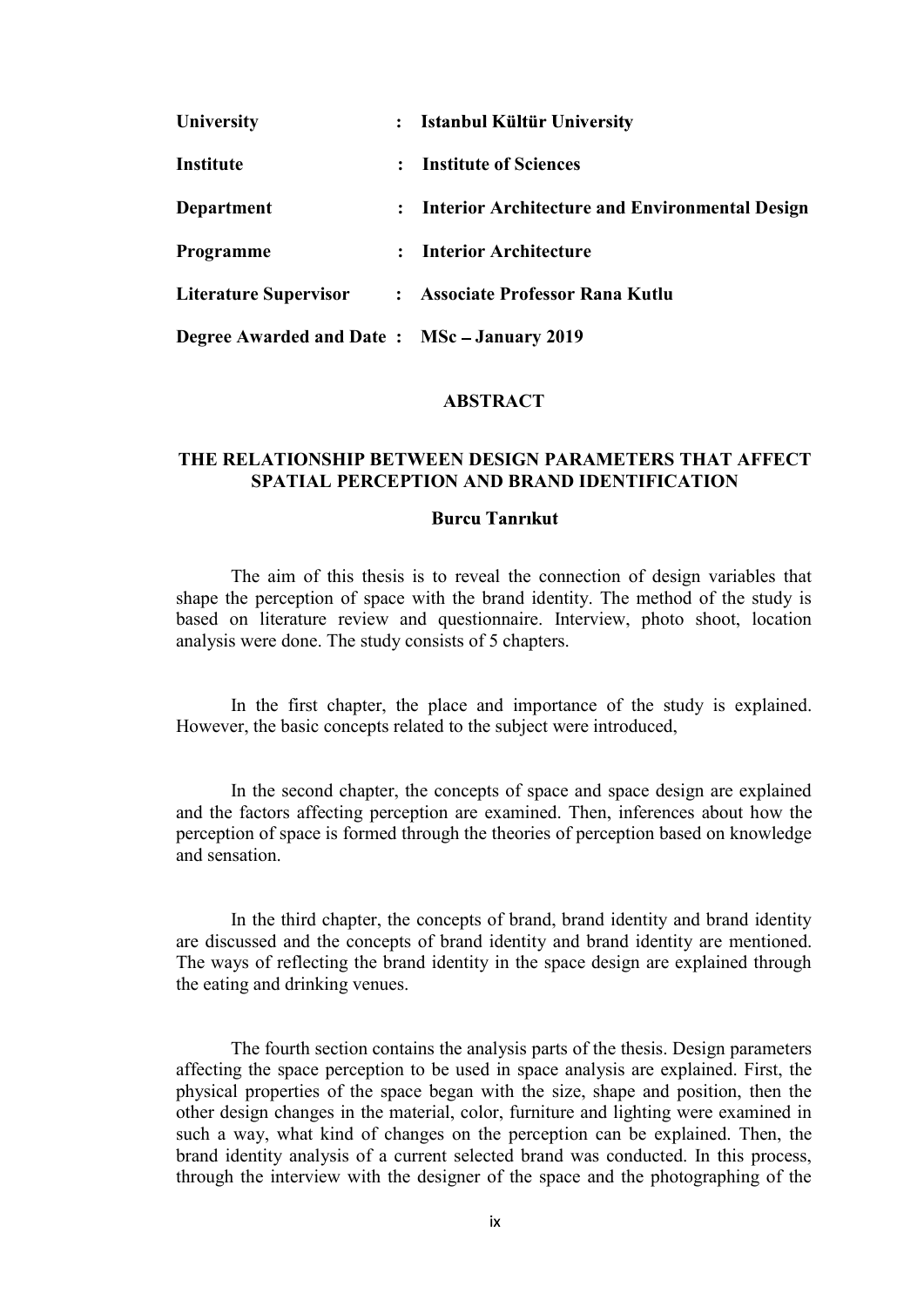| | | |
|---|---|---|
| **University** | : | **Istanbul Kültür University** |
| **Institute** | : | **Institute of Sciences** |
| **Department** | : | **Interior Architecture and Environmental Design** |
| **Programme** | : | **Interior Architecture** |
| **Literature Supervisor** | : | **Associate Professor Rana Kutlu** |
| **Degree Awarded and Date** | : | **MSc – January 2019** |

## ABSTRACT

### THE RELATIONSHIP BETWEEN DESIGN PARAMETERS THAT AFFECT SPATIAL PERCEPTION AND BRAND IDENTIFICATION

**Burcu Tanrıkut**

The aim of this thesis is to reveal the connection of design variables that shape the perception of space with the brand identity. The method of the study is based on literature review and questionnaire. Interview, photo shoot, location analysis were done. The study consists of 5 chapters.

In the first chapter, the place and importance of the study is explained. However, the basic concepts related to the subject were introduced,

In the second chapter, the concepts of space and space design are explained and the factors affecting perception are examined. Then, inferences about how the perception of space is formed through the theories of perception based on knowledge and sensation.

In the third chapter, the concepts of brand, brand identity and brand identity are discussed and the concepts of brand identity and brand identity are mentioned. The ways of reflecting the brand identity in the space design are explained through the eating and drinking venues.

The fourth section contains the analysis parts of the thesis. Design parameters affecting the space perception to be used in space analysis are explained. First, the physical properties of the space began with the size, shape and position, then the other design changes in the material, color, furniture and lighting were examined in such a way, what kind of changes on the perception can be explained. Then, the brand identity analysis of a current selected brand was conducted. In this process, through the interview with the designer of the space and the photographing of the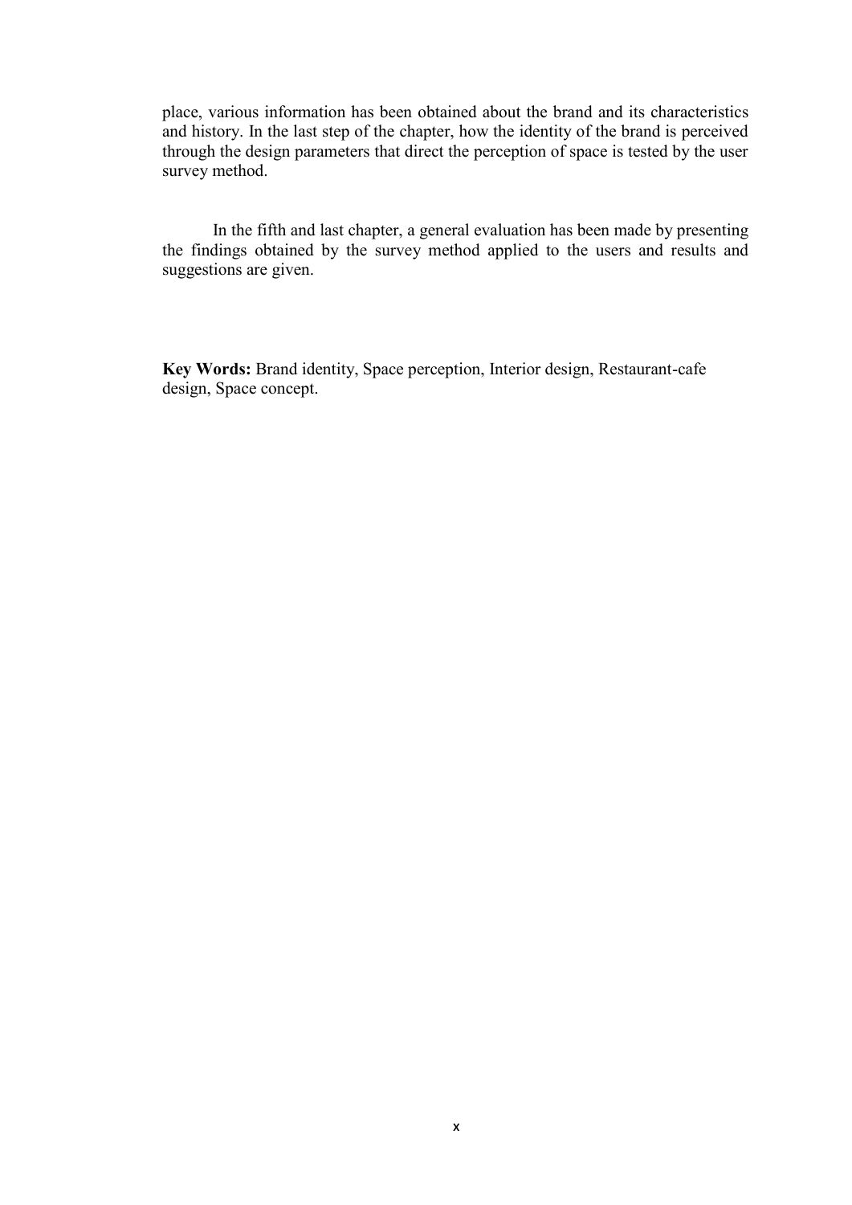place, various information has been obtained about the brand and its characteristics and history. In the last step of the chapter, how the identity of the brand is perceived through the design parameters that direct the perception of space is tested by the user survey method.

In the fifth and last chapter, a general evaluation has been made by presenting the findings obtained by the survey method applied to the users and results and suggestions are given.

**Key Words:** Brand identity, Space perception, Interior design, Restaurant-cafe design, Space concept.